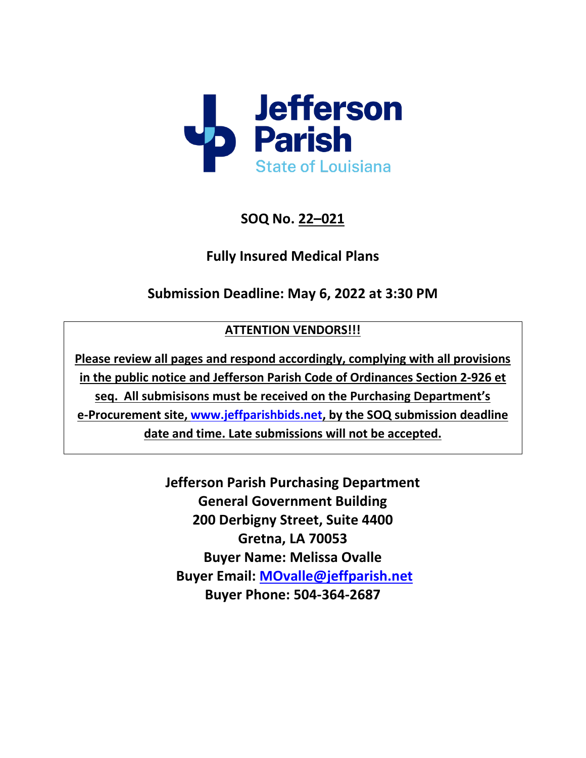Jefferson Parish
State of Louisiana

# SOQ No. 22–021

## Fully Insured Medical Plans

## Submission Deadline: May 6, 2022 at 3:30 PM

**ATTENTION VENDORS!!!**

**Please review all pages and respond accordingly, complying with all provisions in the public notice and Jefferson Parish Code of Ordinances Section 2-926 et seq. All submisisons must be received on the Purchasing Department's e-Procurement site, www.jeffparishbids.net, by the SOQ submission deadline date and time. Late submissions will not be accepted.**

**Jefferson Parish Purchasing Department**
**General Government Building**
**200 Derbigny Street, Suite 4400**
**Gretna, LA 70053**
**Buyer Name: Melissa Ovalle**
**Buyer Email: MOvalle@jeffparish.net**
**Buyer Phone: 504-364-2687**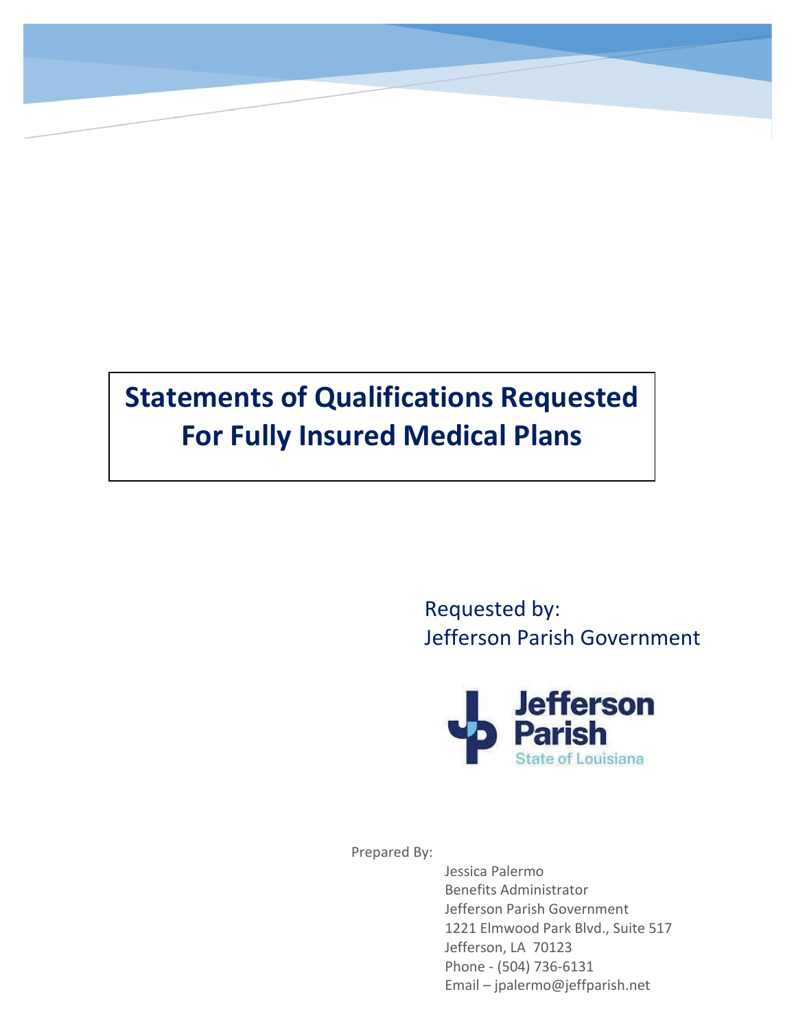# Statements of Qualifications Requested For Fully Insured Medical Plans

Requested by:
Jefferson Parish Government

Jefferson Parish
State of Louisiana

Prepared By:

Jessica Palermo
Benefits Administrator
Jefferson Parish Government
1221 Elmwood Park Blvd., Suite 517
Jefferson, LA 70123
Phone - (504) 736-6131
Email – jpalermo@jeffparish.net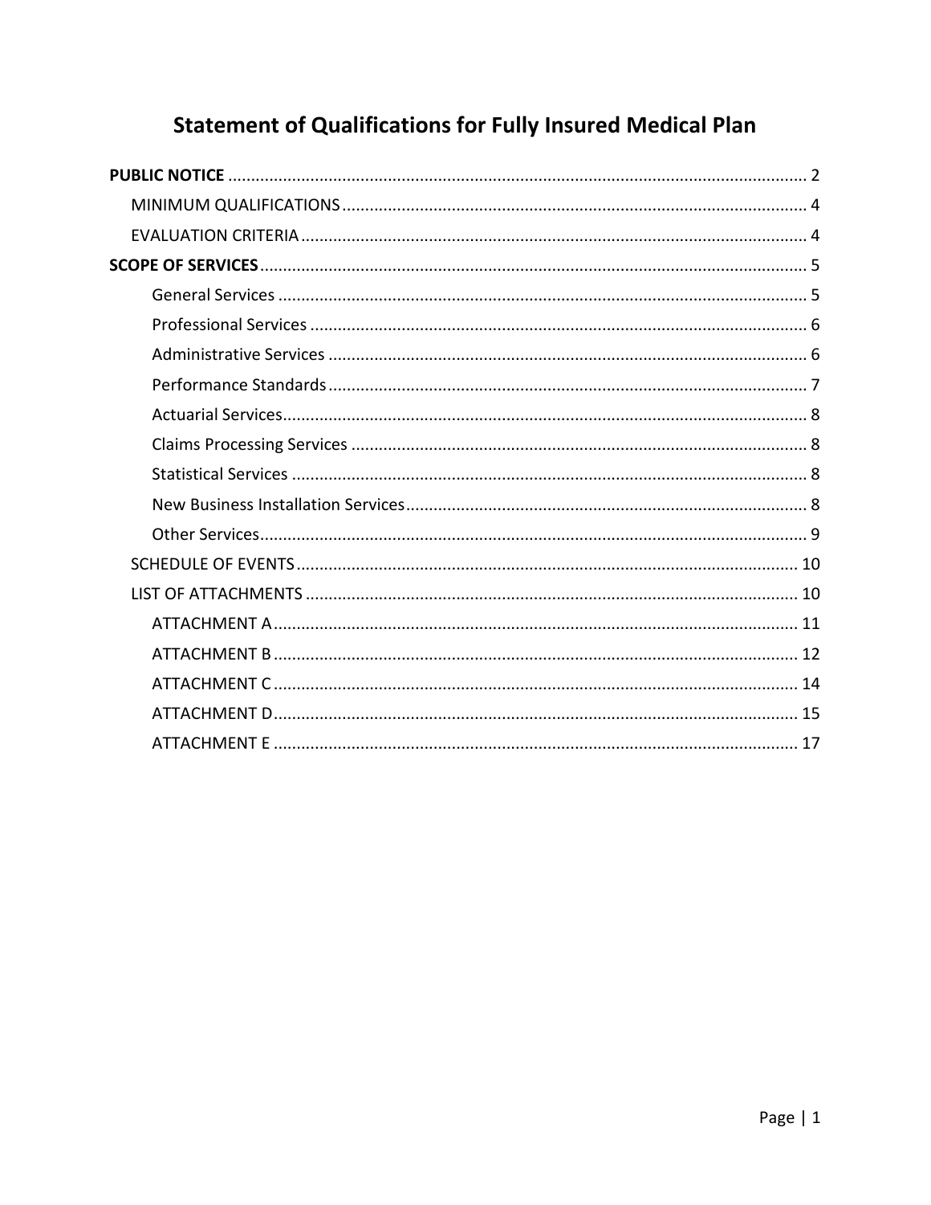# Statement of Qualifications for Fully Insured Medical Plan

**PUBLIC NOTICE** .......... 2

- MINIMUM QUALIFICATIONS .......... 4
- EVALUATION CRITERIA .......... 4

**SCOPE OF SERVICES** .......... 5

- General Services .......... 5
- Professional Services .......... 6
- Administrative Services .......... 6
- Performance Standards .......... 7
- Actuarial Services .......... 8
- Claims Processing Services .......... 8
- Statistical Services .......... 8
- New Business Installation Services .......... 8
- Other Services .......... 9

- SCHEDULE OF EVENTS .......... 10
- LIST OF ATTACHMENTS .......... 10
  - ATTACHMENT A .......... 11
  - ATTACHMENT B .......... 12
  - ATTACHMENT C .......... 14
  - ATTACHMENT D .......... 15
  - ATTACHMENT E .......... 17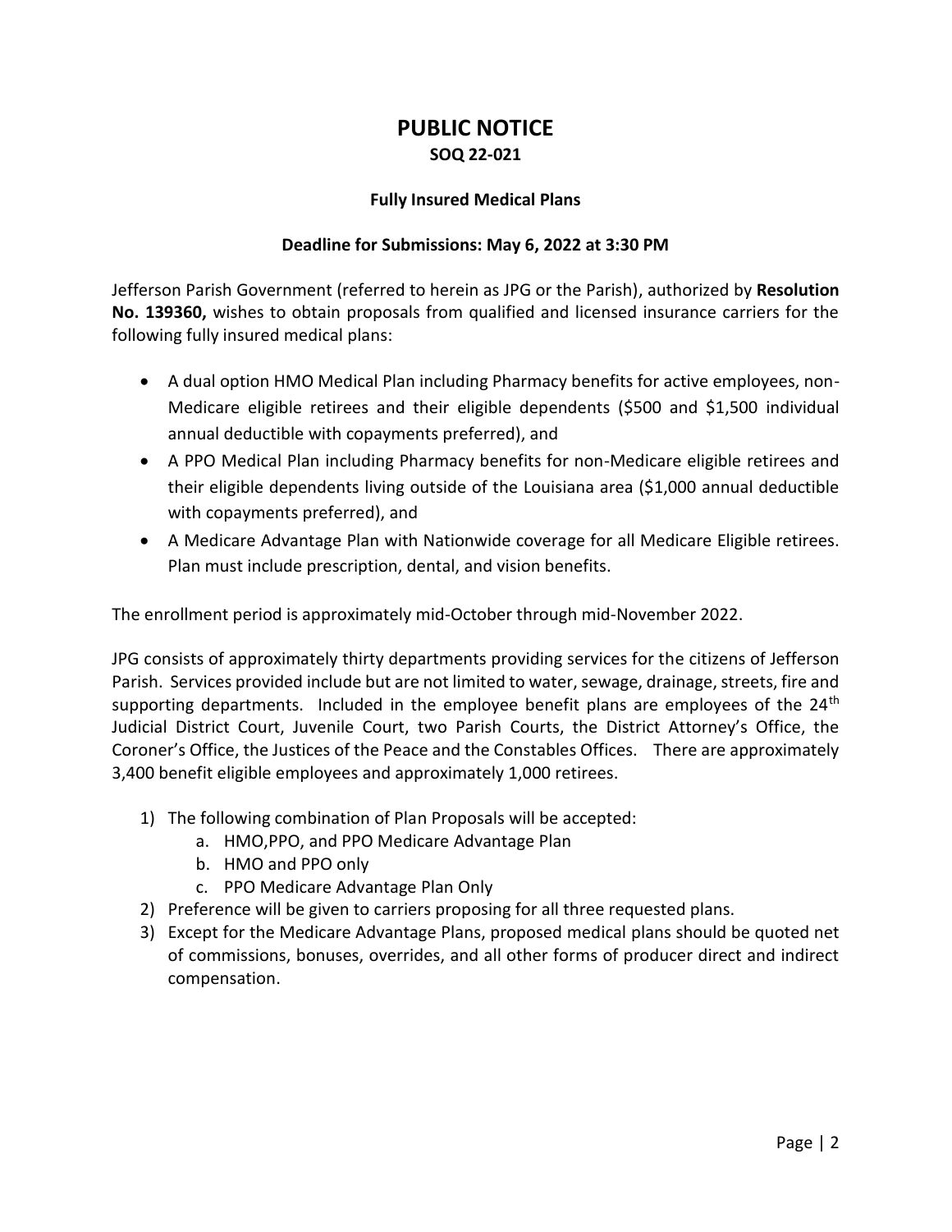# PUBLIC NOTICE

## SOQ 22-021

### Fully Insured Medical Plans

### Deadline for Submissions: May 6, 2022 at 3:30 PM

Jefferson Parish Government (referred to herein as JPG or the Parish), authorized by **Resolution No. 139360,** wishes to obtain proposals from qualified and licensed insurance carriers for the following fully insured medical plans:

- A dual option HMO Medical Plan including Pharmacy benefits for active employees, non-Medicare eligible retirees and their eligible dependents ($500 and $1,500 individual annual deductible with copayments preferred), and
- A PPO Medical Plan including Pharmacy benefits for non-Medicare eligible retirees and their eligible dependents living outside of the Louisiana area ($1,000 annual deductible with copayments preferred), and
- A Medicare Advantage Plan with Nationwide coverage for all Medicare Eligible retirees. Plan must include prescription, dental, and vision benefits.

The enrollment period is approximately mid-October through mid-November 2022.

JPG consists of approximately thirty departments providing services for the citizens of Jefferson Parish. Services provided include but are not limited to water, sewage, drainage, streets, fire and supporting departments. Included in the employee benefit plans are employees of the 24th Judicial District Court, Juvenile Court, two Parish Courts, the District Attorney's Office, the Coroner's Office, the Justices of the Peace and the Constables Offices. There are approximately 3,400 benefit eligible employees and approximately 1,000 retirees.

1) The following combination of Plan Proposals will be accepted:
    a. HMO,PPO, and PPO Medicare Advantage Plan
    b. HMO and PPO only
    c. PPO Medicare Advantage Plan Only
2) Preference will be given to carriers proposing for all three requested plans.
3) Except for the Medicare Advantage Plans, proposed medical plans should be quoted net of commissions, bonuses, overrides, and all other forms of producer direct and indirect compensation.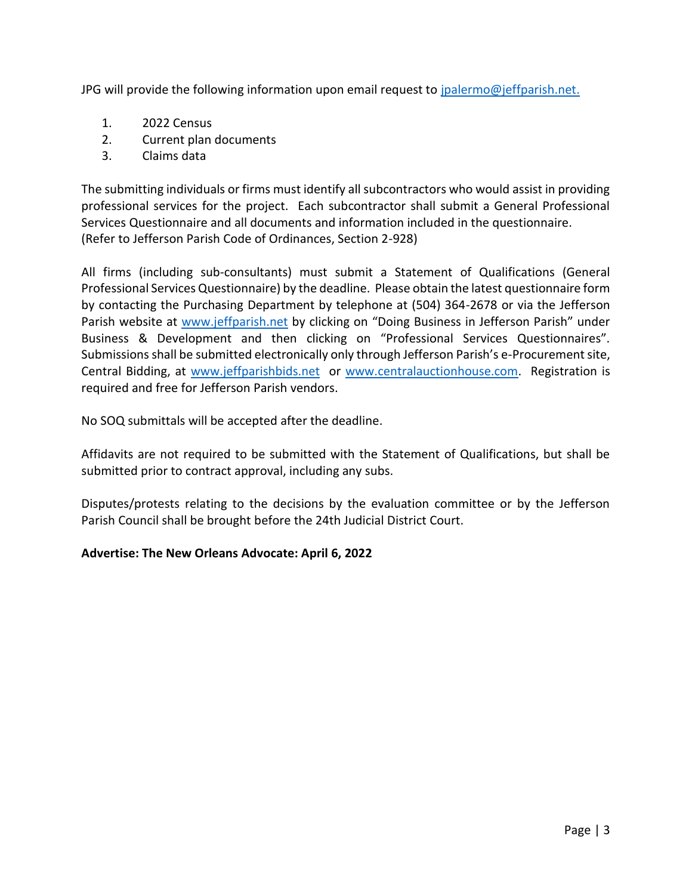JPG will provide the following information upon email request to jpalermo@jeffparish.net.

1. 2022 Census
2. Current plan documents
3. Claims data

The submitting individuals or firms must identify all subcontractors who would assist in providing professional services for the project. Each subcontractor shall submit a General Professional Services Questionnaire and all documents and information included in the questionnaire. (Refer to Jefferson Parish Code of Ordinances, Section 2-928)

All firms (including sub-consultants) must submit a Statement of Qualifications (General Professional Services Questionnaire) by the deadline. Please obtain the latest questionnaire form by contacting the Purchasing Department by telephone at (504) 364-2678 or via the Jefferson Parish website at www.jeffparish.net by clicking on "Doing Business in Jefferson Parish" under Business & Development and then clicking on "Professional Services Questionnaires". Submissions shall be submitted electronically only through Jefferson Parish's e-Procurement site, Central Bidding, at www.jeffparishbids.net or www.centralauctionhouse.com. Registration is required and free for Jefferson Parish vendors.

No SOQ submittals will be accepted after the deadline.

Affidavits are not required to be submitted with the Statement of Qualifications, but shall be submitted prior to contract approval, including any subs.

Disputes/protests relating to the decisions by the evaluation committee or by the Jefferson Parish Council shall be brought before the 24th Judicial District Court.

**Advertise: The New Orleans Advocate: April 6, 2022**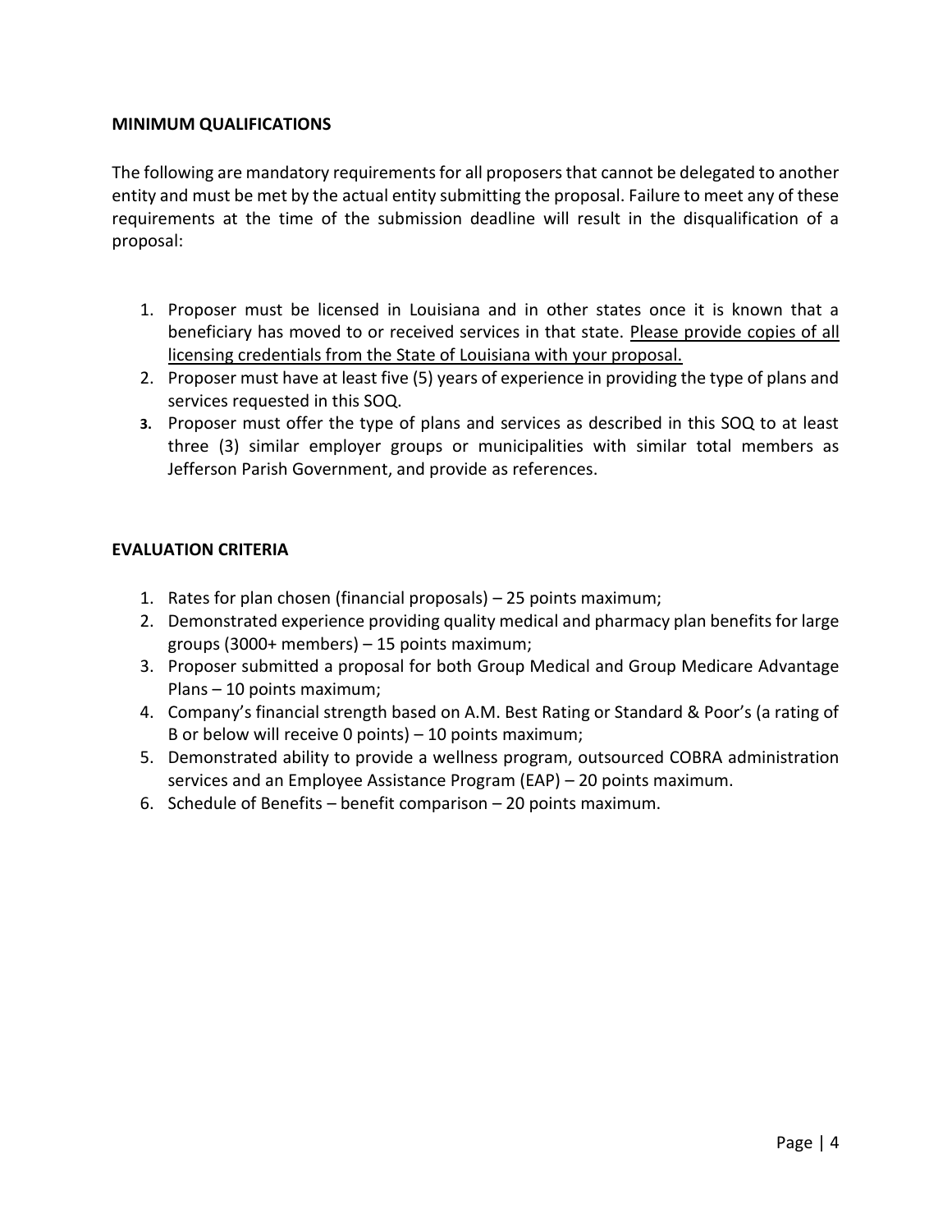**MINIMUM QUALIFICATIONS**

The following are mandatory requirements for all proposers that cannot be delegated to another entity and must be met by the actual entity submitting the proposal. Failure to meet any of these requirements at the time of the submission deadline will result in the disqualification of a proposal:

1. Proposer must be licensed in Louisiana and in other states once it is known that a beneficiary has moved to or received services in that state. <u>Please provide copies of all licensing credentials from the State of Louisiana with your proposal.</u>
2. Proposer must have at least five (5) years of experience in providing the type of plans and services requested in this SOQ.
3. Proposer must offer the type of plans and services as described in this SOQ to at least three (3) similar employer groups or municipalities with similar total members as Jefferson Parish Government, and provide as references.

**EVALUATION CRITERIA**

1. Rates for plan chosen (financial proposals) – 25 points maximum;
2. Demonstrated experience providing quality medical and pharmacy plan benefits for large groups (3000+ members) – 15 points maximum;
3. Proposer submitted a proposal for both Group Medical and Group Medicare Advantage Plans – 10 points maximum;
4. Company's financial strength based on A.M. Best Rating or Standard & Poor's (a rating of B or below will receive 0 points) – 10 points maximum;
5. Demonstrated ability to provide a wellness program, outsourced COBRA administration services and an Employee Assistance Program (EAP) – 20 points maximum.
6. Schedule of Benefits – benefit comparison – 20 points maximum.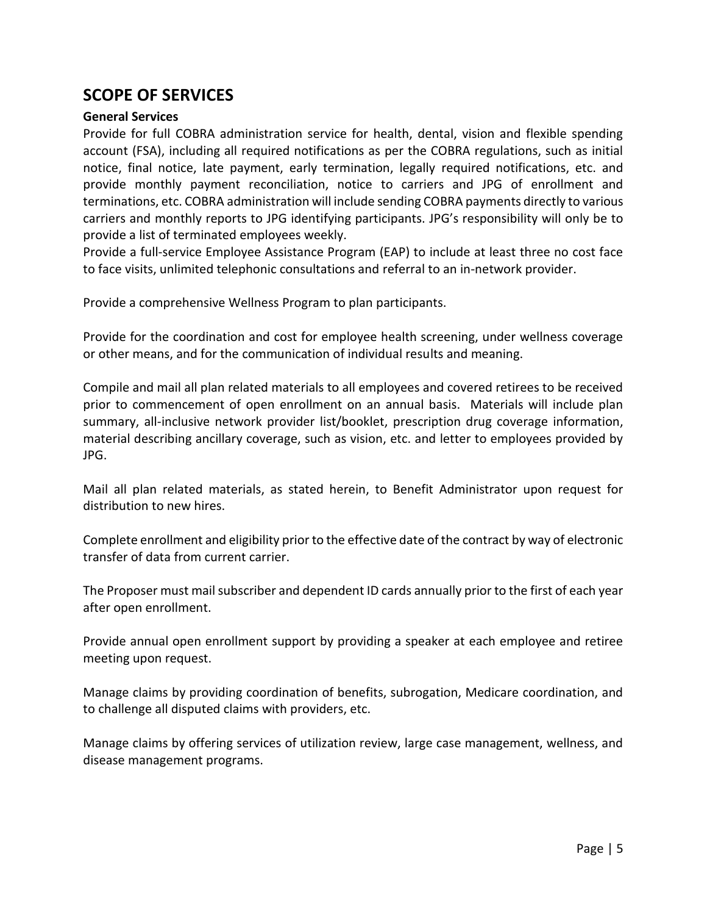## SCOPE OF SERVICES

**General Services**

Provide for full COBRA administration service for health, dental, vision and flexible spending account (FSA), including all required notifications as per the COBRA regulations, such as initial notice, final notice, late payment, early termination, legally required notifications, etc. and provide monthly payment reconciliation, notice to carriers and JPG of enrollment and terminations, etc. COBRA administration will include sending COBRA payments directly to various carriers and monthly reports to JPG identifying participants. JPG's responsibility will only be to provide a list of terminated employees weekly.

Provide a full-service Employee Assistance Program (EAP) to include at least three no cost face to face visits, unlimited telephonic consultations and referral to an in-network provider.

Provide a comprehensive Wellness Program to plan participants.

Provide for the coordination and cost for employee health screening, under wellness coverage or other means, and for the communication of individual results and meaning.

Compile and mail all plan related materials to all employees and covered retirees to be received prior to commencement of open enrollment on an annual basis. Materials will include plan summary, all-inclusive network provider list/booklet, prescription drug coverage information, material describing ancillary coverage, such as vision, etc. and letter to employees provided by JPG.

Mail all plan related materials, as stated herein, to Benefit Administrator upon request for distribution to new hires.

Complete enrollment and eligibility prior to the effective date of the contract by way of electronic transfer of data from current carrier.

The Proposer must mail subscriber and dependent ID cards annually prior to the first of each year after open enrollment.

Provide annual open enrollment support by providing a speaker at each employee and retiree meeting upon request.

Manage claims by providing coordination of benefits, subrogation, Medicare coordination, and to challenge all disputed claims with providers, etc.

Manage claims by offering services of utilization review, large case management, wellness, and disease management programs.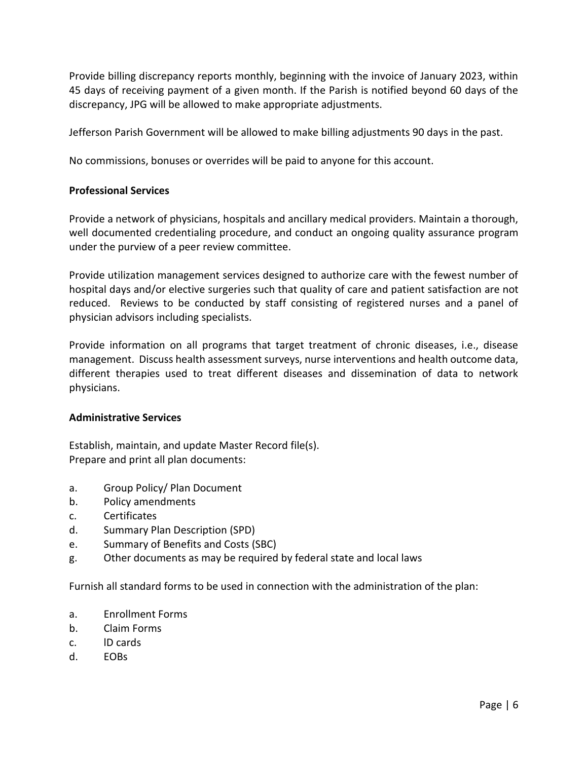Provide billing discrepancy reports monthly, beginning with the invoice of January 2023, within 45 days of receiving payment of a given month. If the Parish is notified beyond 60 days of the discrepancy, JPG will be allowed to make appropriate adjustments.

Jefferson Parish Government will be allowed to make billing adjustments 90 days in the past.

No commissions, bonuses or overrides will be paid to anyone for this account.

**Professional Services**

Provide a network of physicians, hospitals and ancillary medical providers. Maintain a thorough, well documented credentialing procedure, and conduct an ongoing quality assurance program under the purview of a peer review committee.

Provide utilization management services designed to authorize care with the fewest number of hospital days and/or elective surgeries such that quality of care and patient satisfaction are not reduced. Reviews to be conducted by staff consisting of registered nurses and a panel of physician advisors including specialists.

Provide information on all programs that target treatment of chronic diseases, i.e., disease management. Discuss health assessment surveys, nurse interventions and health outcome data, different therapies used to treat different diseases and dissemination of data to network physicians.

**Administrative Services**

Establish, maintain, and update Master Record file(s).
Prepare and print all plan documents:

a. Group Policy/ Plan Document
b. Policy amendments
c. Certificates
d. Summary Plan Description (SPD)
e. Summary of Benefits and Costs (SBC)
g. Other documents as may be required by federal state and local laws

Furnish all standard forms to be used in connection with the administration of the plan:

a. Enrollment Forms
b. Claim Forms
c. lD cards
d. EOBs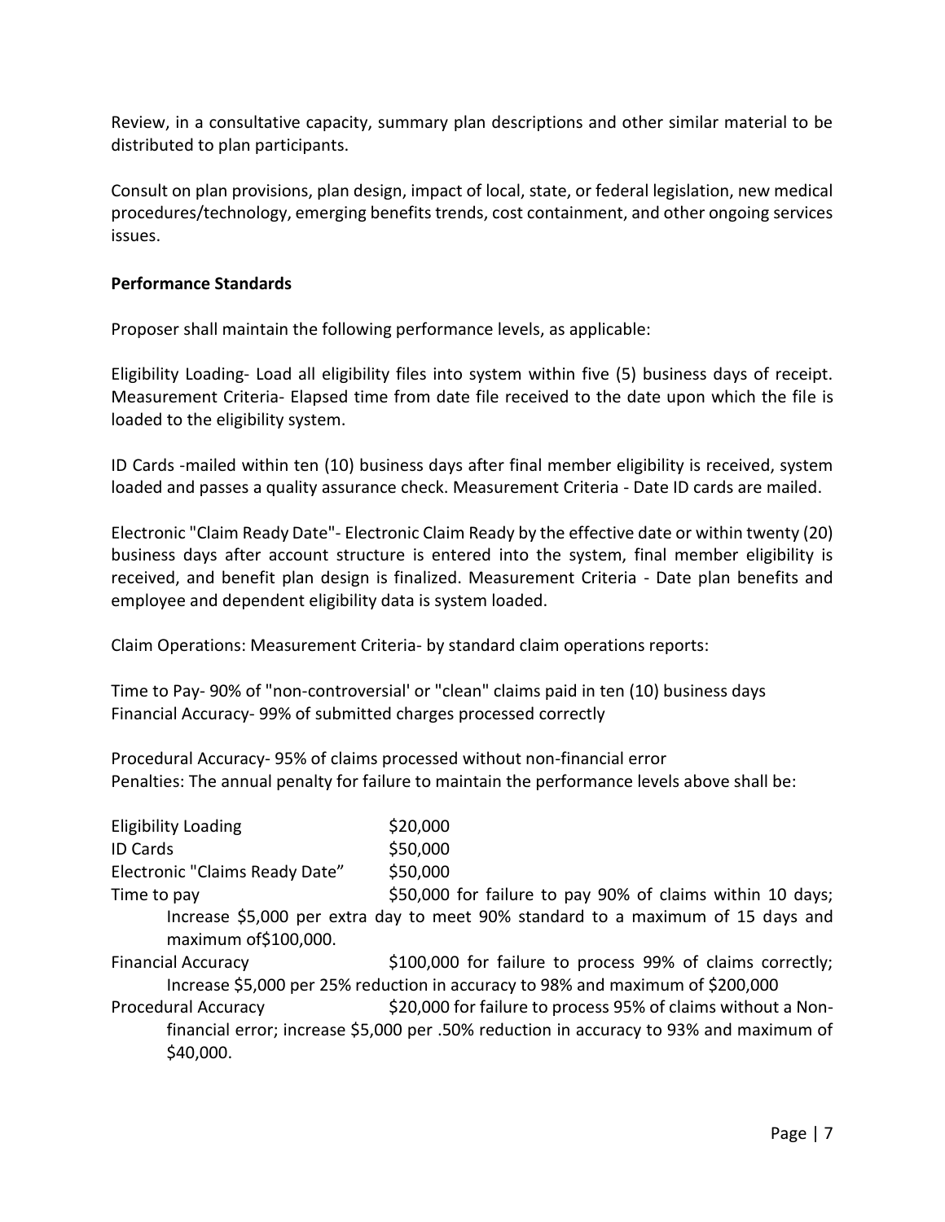Review, in a consultative capacity, summary plan descriptions and other similar material to be distributed to plan participants.

Consult on plan provisions, plan design, impact of local, state, or federal legislation, new medical procedures/technology, emerging benefits trends, cost containment, and other ongoing services issues.

**Performance Standards**

Proposer shall maintain the following performance levels, as applicable:

Eligibility Loading- Load all eligibility files into system within five (5) business days of receipt. Measurement Criteria- Elapsed time from date file received to the date upon which the file is loaded to the eligibility system.

ID Cards -mailed within ten (10) business days after final member eligibility is received, system loaded and passes a quality assurance check. Measurement Criteria - Date ID cards are mailed.

Electronic "Claim Ready Date"- Electronic Claim Ready by the effective date or within twenty (20) business days after account structure is entered into the system, final member eligibility is received, and benefit plan design is finalized. Measurement Criteria - Date plan benefits and employee and dependent eligibility data is system loaded.

Claim Operations: Measurement Criteria- by standard claim operations reports:

Time to Pay- 90% of "non-controversial' or "clean" claims paid in ten (10) business days
Financial Accuracy- 99% of submitted charges processed correctly

Procedural Accuracy- 95% of claims processed without non-financial error
Penalties: The annual penalty for failure to maintain the performance levels above shall be:

| | |
|---|---|
| Eligibility Loading | $20,000 |
| ID Cards | $50,000 |
| Electronic "Claims Ready Date" | $50,000 |
| Time to pay | $50,000 for failure to pay 90% of claims within 10 days; Increase $5,000 per extra day to meet 90% standard to a maximum of 15 days and maximum of$100,000. |
| Financial Accuracy | $100,000 for failure to process 99% of claims correctly; Increase $5,000 per 25% reduction in accuracy to 98% and maximum of $200,000 |
| Procedural Accuracy | $20,000 for failure to process 95% of claims without a Non-financial error; increase $5,000 per .50% reduction in accuracy to 93% and maximum of $40,000. |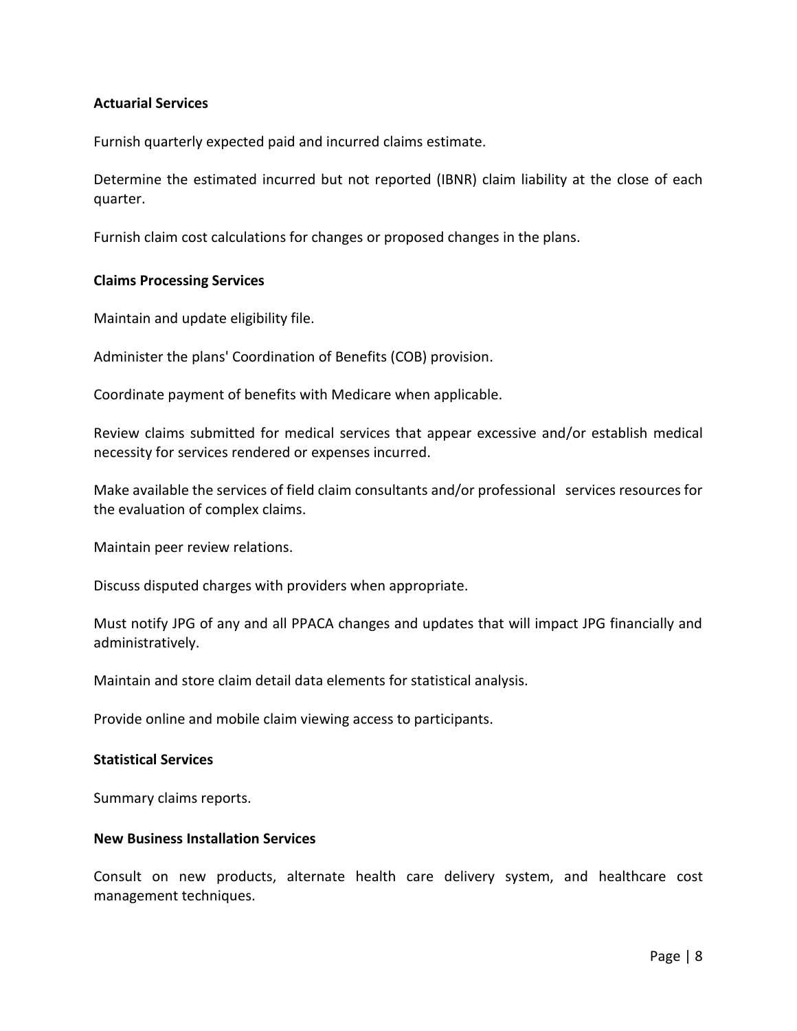**Actuarial Services**

Furnish quarterly expected paid and incurred claims estimate.

Determine the estimated incurred but not reported (IBNR) claim liability at the close of each quarter.

Furnish claim cost calculations for changes or proposed changes in the plans.

**Claims Processing Services**

Maintain and update eligibility file.

Administer the plans' Coordination of Benefits (COB) provision.

Coordinate payment of benefits with Medicare when applicable.

Review claims submitted for medical services that appear excessive and/or establish medical necessity for services rendered or expenses incurred.

Make available the services of field claim consultants and/or professional services resources for the evaluation of complex claims.

Maintain peer review relations.

Discuss disputed charges with providers when appropriate.

Must notify JPG of any and all PPACA changes and updates that will impact JPG financially and administratively.

Maintain and store claim detail data elements for statistical analysis.

Provide online and mobile claim viewing access to participants.

**Statistical Services**

Summary claims reports.

**New Business Installation Services**

Consult on new products, alternate health care delivery system, and healthcare cost management techniques.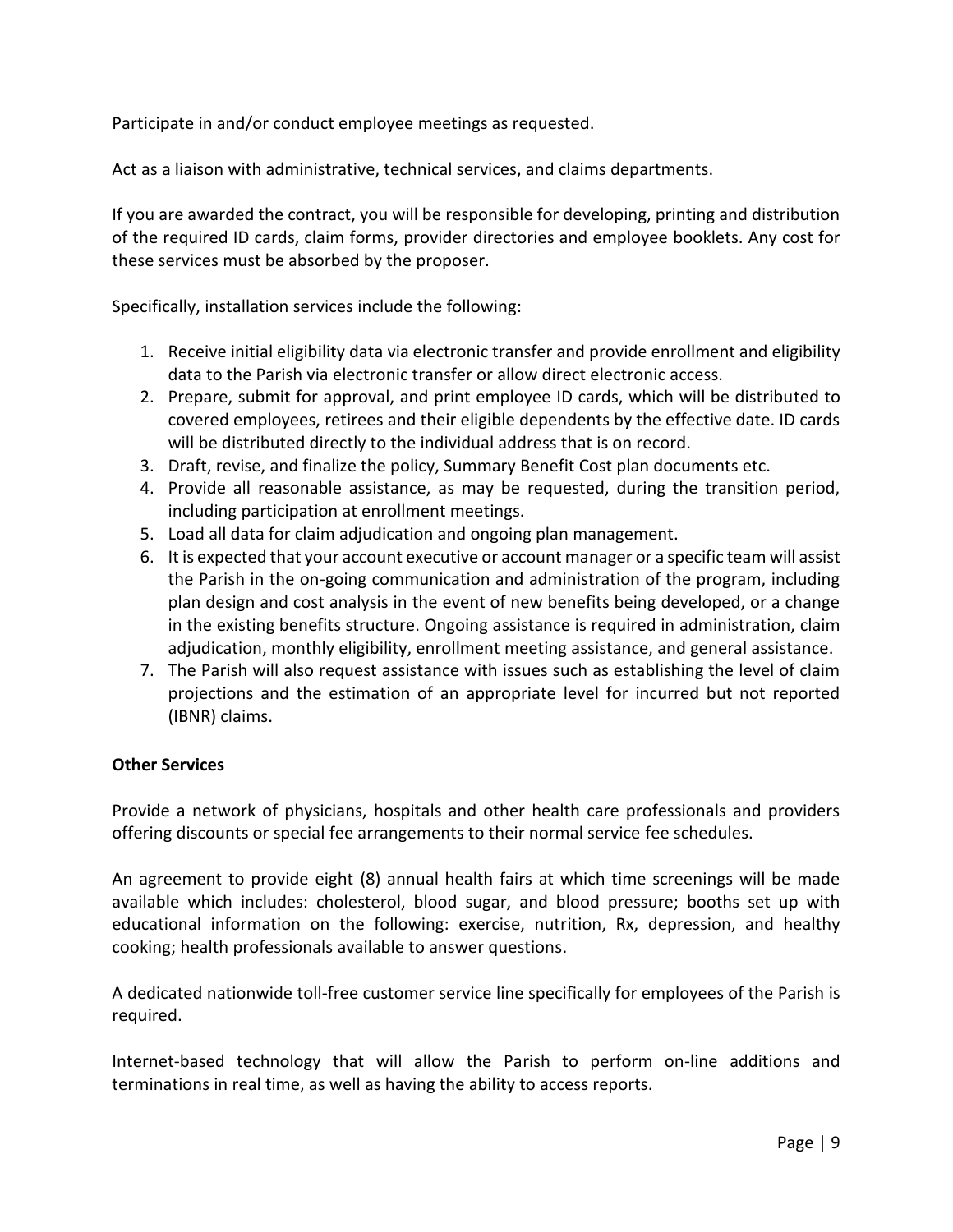Participate in and/or conduct employee meetings as requested.

Act as a liaison with administrative, technical services, and claims departments.

If you are awarded the contract, you will be responsible for developing, printing and distribution of the required ID cards, claim forms, provider directories and employee booklets. Any cost for these services must be absorbed by the proposer.

Specifically, installation services include the following:

1. Receive initial eligibility data via electronic transfer and provide enrollment and eligibility data to the Parish via electronic transfer or allow direct electronic access.
2. Prepare, submit for approval, and print employee ID cards, which will be distributed to covered employees, retirees and their eligible dependents by the effective date. ID cards will be distributed directly to the individual address that is on record.
3. Draft, revise, and finalize the policy, Summary Benefit Cost plan documents etc.
4. Provide all reasonable assistance, as may be requested, during the transition period, including participation at enrollment meetings.
5. Load all data for claim adjudication and ongoing plan management.
6. It is expected that your account executive or account manager or a specific team will assist the Parish in the on-going communication and administration of the program, including plan design and cost analysis in the event of new benefits being developed, or a change in the existing benefits structure. Ongoing assistance is required in administration, claim adjudication, monthly eligibility, enrollment meeting assistance, and general assistance.
7. The Parish will also request assistance with issues such as establishing the level of claim projections and the estimation of an appropriate level for incurred but not reported (IBNR) claims.

**Other Services**

Provide a network of physicians, hospitals and other health care professionals and providers offering discounts or special fee arrangements to their normal service fee schedules.

An agreement to provide eight (8) annual health fairs at which time screenings will be made available which includes: cholesterol, blood sugar, and blood pressure; booths set up with educational information on the following: exercise, nutrition, Rx, depression, and healthy cooking; health professionals available to answer questions.

A dedicated nationwide toll-free customer service line specifically for employees of the Parish is required.

Internet-based technology that will allow the Parish to perform on-line additions and terminations in real time, as well as having the ability to access reports.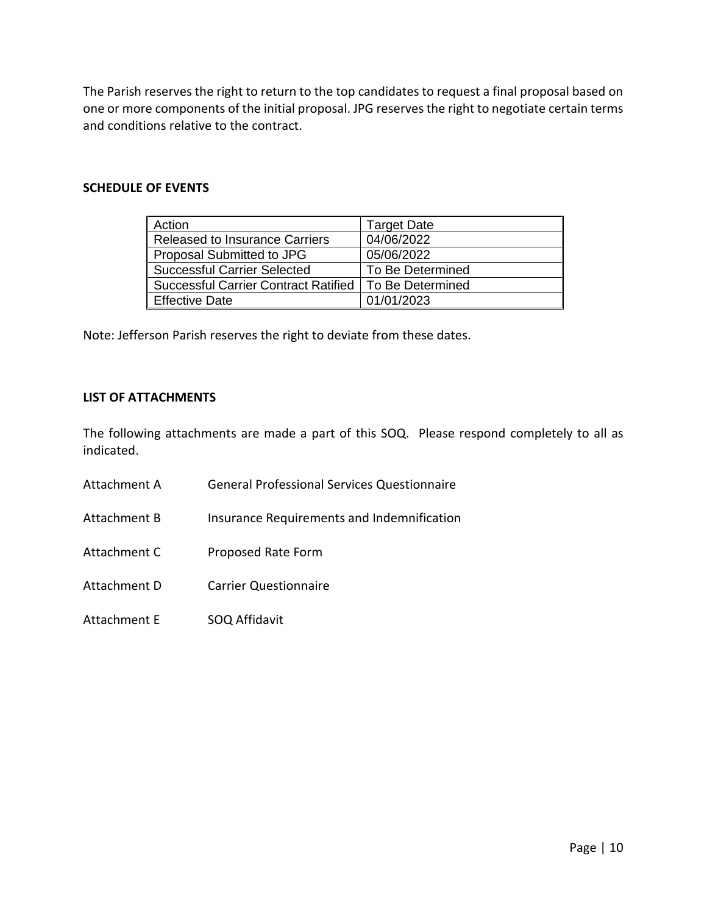The Parish reserves the right to return to the top candidates to request a final proposal based on one or more components of the initial proposal. JPG reserves the right to negotiate certain terms and conditions relative to the contract.

**SCHEDULE OF EVENTS**

| Action | Target Date |
| --- | --- |
| Released to Insurance Carriers | 04/06/2022 |
| Proposal Submitted to JPG | 05/06/2022 |
| Successful Carrier Selected | To Be Determined |
| Successful Carrier Contract Ratified | To Be Determined |
| Effective Date | 01/01/2023 |

Note: Jefferson Parish reserves the right to deviate from these dates.

**LIST OF ATTACHMENTS**

The following attachments are made a part of this SOQ. Please respond completely to all as indicated.

Attachment A General Professional Services Questionnaire

Attachment B Insurance Requirements and Indemnification

Attachment C Proposed Rate Form

Attachment D Carrier Questionnaire

Attachment E SOQ Affidavit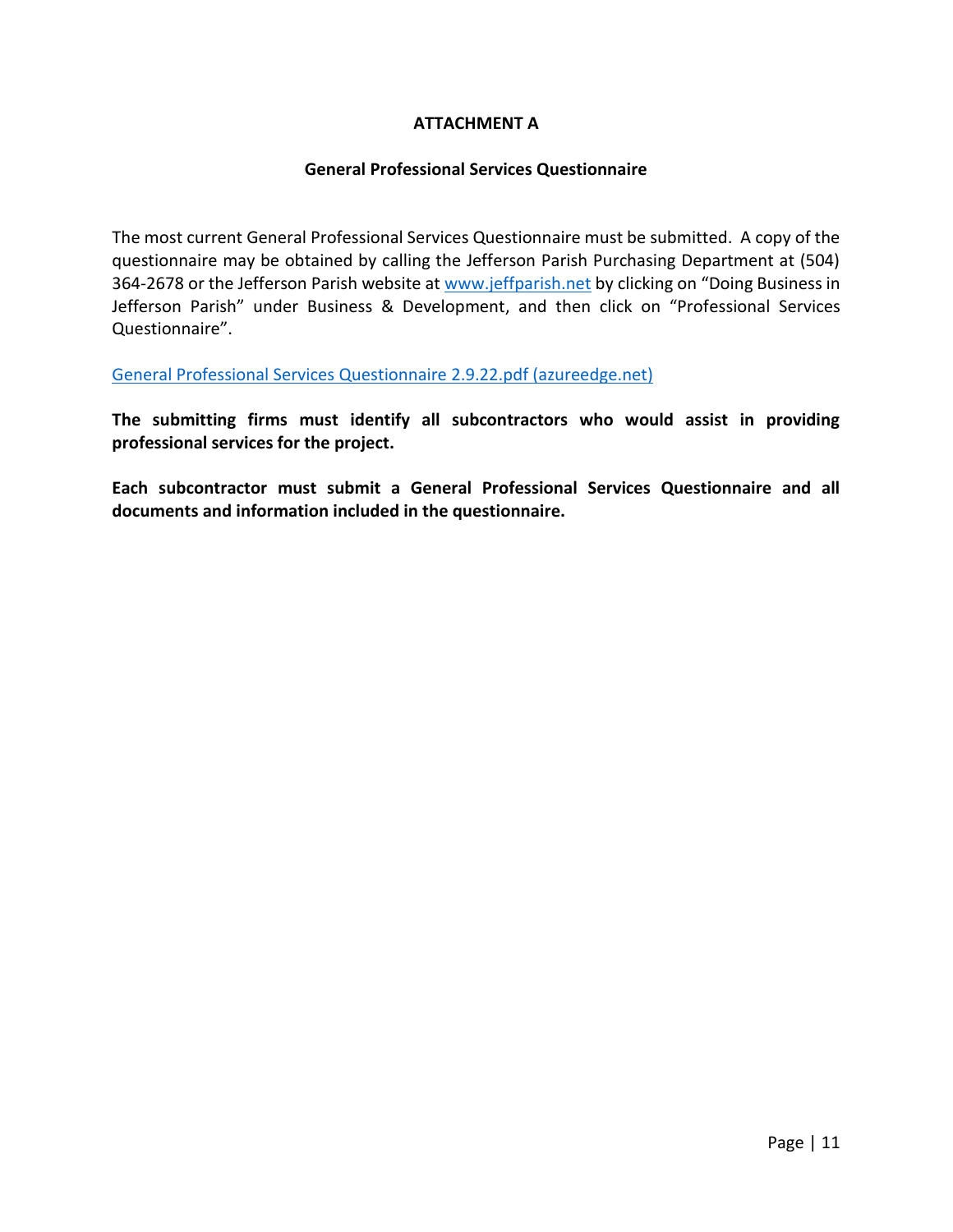# ATTACHMENT A

## General Professional Services Questionnaire

The most current General Professional Services Questionnaire must be submitted. A copy of the questionnaire may be obtained by calling the Jefferson Parish Purchasing Department at (504) 364-2678 or the Jefferson Parish website at www.jeffparish.net by clicking on "Doing Business in Jefferson Parish" under Business & Development, and then click on "Professional Services Questionnaire".

General Professional Services Questionnaire 2.9.22.pdf (azureedge.net)

**The submitting firms must identify all subcontractors who would assist in providing professional services for the project.**

**Each subcontractor must submit a General Professional Services Questionnaire and all documents and information included in the questionnaire.**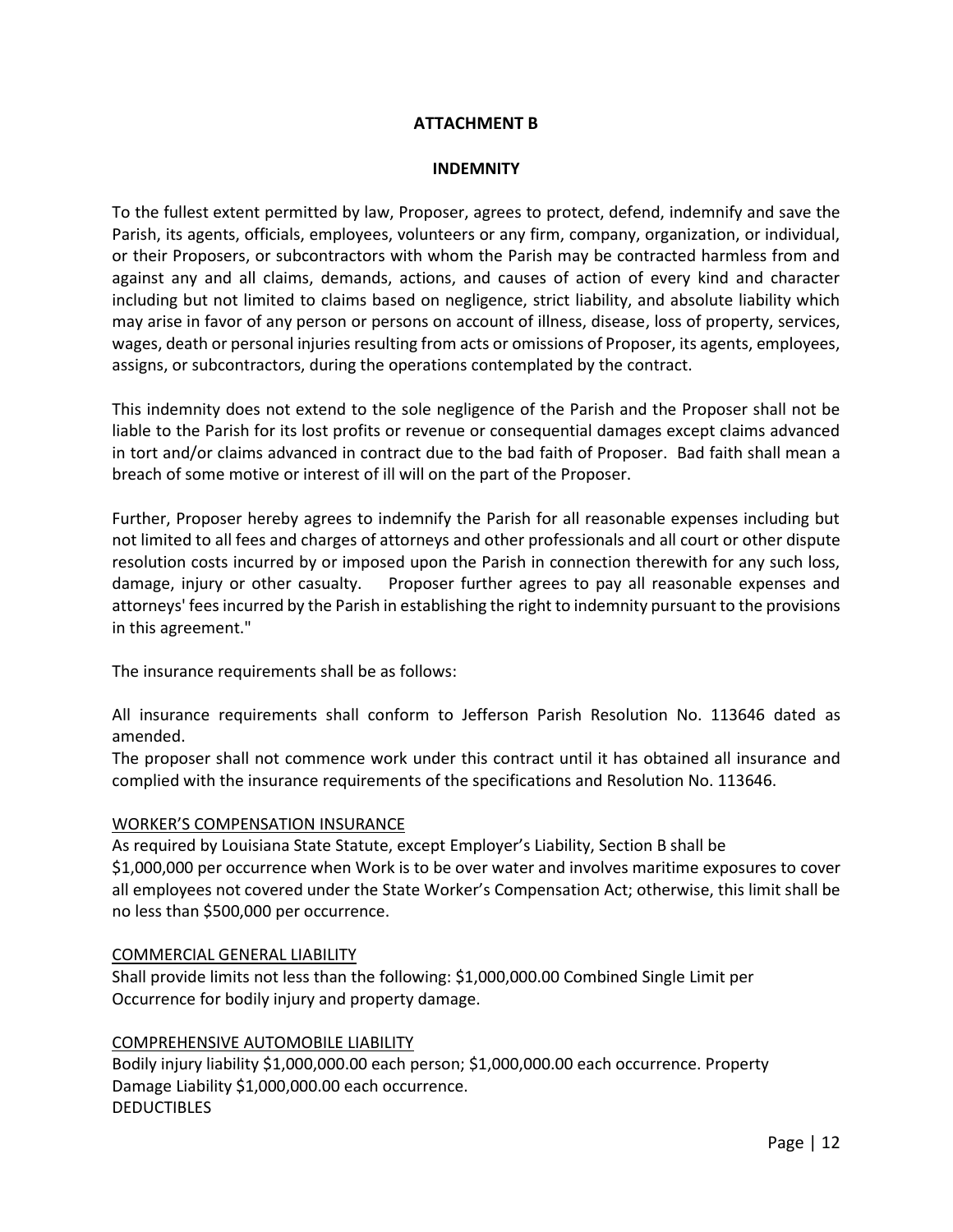## ATTACHMENT B

### INDEMNITY

To the fullest extent permitted by law, Proposer, agrees to protect, defend, indemnify and save the Parish, its agents, officials, employees, volunteers or any firm, company, organization, or individual, or their Proposers, or subcontractors with whom the Parish may be contracted harmless from and against any and all claims, demands, actions, and causes of action of every kind and character including but not limited to claims based on negligence, strict liability, and absolute liability which may arise in favor of any person or persons on account of illness, disease, loss of property, services, wages, death or personal injuries resulting from acts or omissions of Proposer, its agents, employees, assigns, or subcontractors, during the operations contemplated by the contract.

This indemnity does not extend to the sole negligence of the Parish and the Proposer shall not be liable to the Parish for its lost profits or revenue or consequential damages except claims advanced in tort and/or claims advanced in contract due to the bad faith of Proposer. Bad faith shall mean a breach of some motive or interest of ill will on the part of the Proposer.

Further, Proposer hereby agrees to indemnify the Parish for all reasonable expenses including but not limited to all fees and charges of attorneys and other professionals and all court or other dispute resolution costs incurred by or imposed upon the Parish in connection therewith for any such loss, damage, injury or other casualty. Proposer further agrees to pay all reasonable expenses and attorneys' fees incurred by the Parish in establishing the right to indemnity pursuant to the provisions in this agreement."

The insurance requirements shall be as follows:

All insurance requirements shall conform to Jefferson Parish Resolution No. 113646 dated as amended.
The proposer shall not commence work under this contract until it has obtained all insurance and complied with the insurance requirements of the specifications and Resolution No. 113646.

<u>WORKER'S COMPENSATION INSURANCE</u>
As required by Louisiana State Statute, except Employer's Liability, Section B shall be $1,000,000 per occurrence when Work is to be over water and involves maritime exposures to cover all employees not covered under the State Worker's Compensation Act; otherwise, this limit shall be no less than $500,000 per occurrence.

<u>COMMERCIAL GENERAL LIABILITY</u>
Shall provide limits not less than the following: $1,000,000.00 Combined Single Limit per Occurrence for bodily injury and property damage.

<u>COMPREHENSIVE AUTOMOBILE LIABILITY</u>
Bodily injury liability $1,000,000.00 each person; $1,000,000.00 each occurrence. Property Damage Liability $1,000,000.00 each occurrence.
DEDUCTIBLES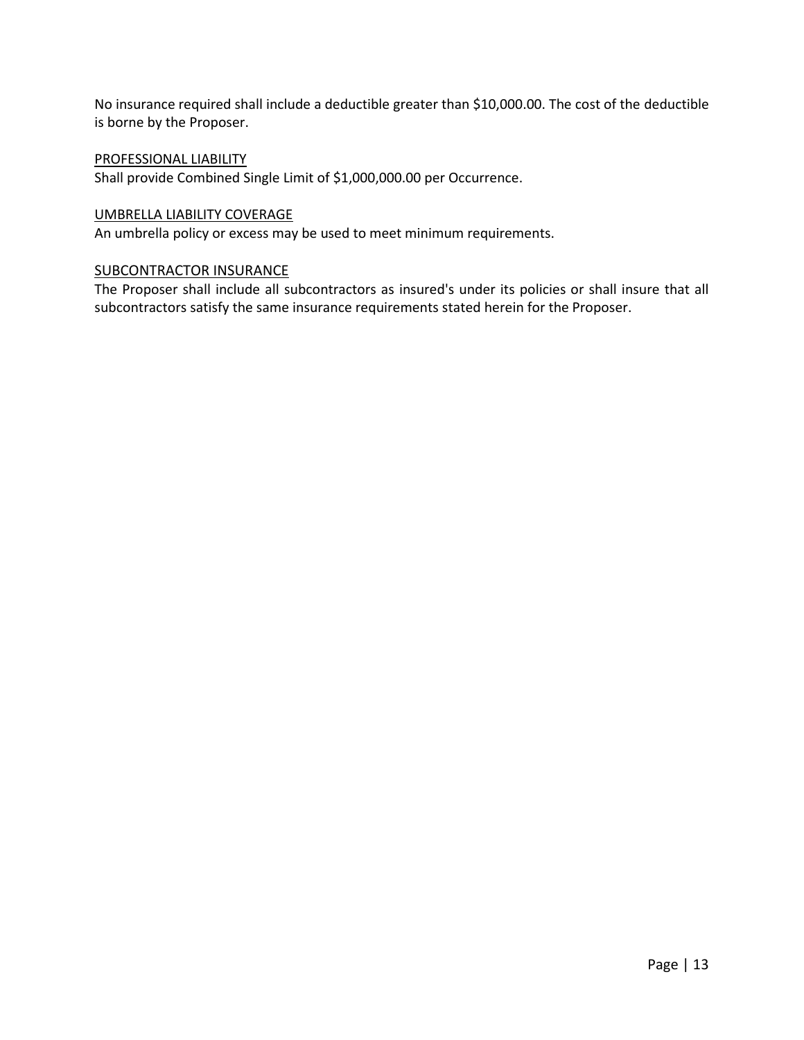No insurance required shall include a deductible greater than $10,000.00. The cost of the deductible is borne by the Proposer.

PROFESSIONAL LIABILITY

Shall provide Combined Single Limit of $1,000,000.00 per Occurrence.

UMBRELLA LIABILITY COVERAGE

An umbrella policy or excess may be used to meet minimum requirements.

SUBCONTRACTOR INSURANCE

The Proposer shall include all subcontractors as insured's under its policies or shall insure that all subcontractors satisfy the same insurance requirements stated herein for the Proposer.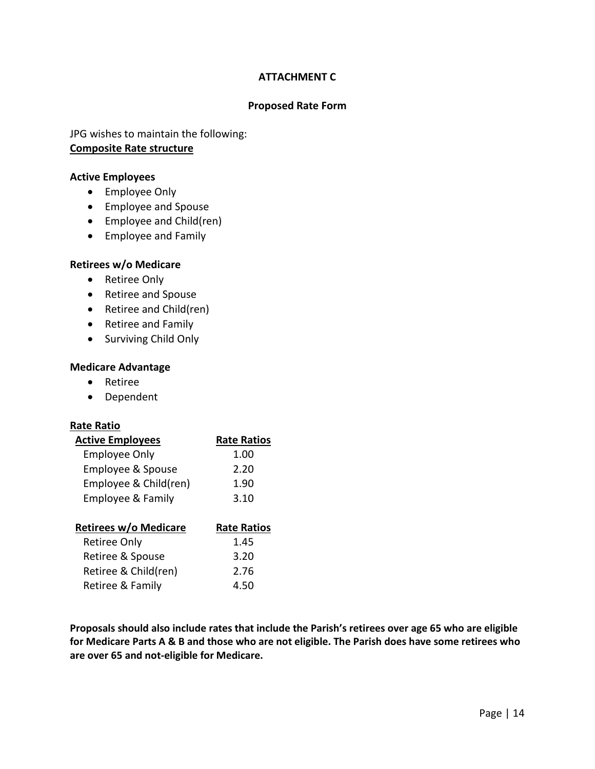**ATTACHMENT C**

**Proposed Rate Form**

JPG wishes to maintain the following:
**Composite Rate structure**

**Active Employees**

- Employee Only
- Employee and Spouse
- Employee and Child(ren)
- Employee and Family

**Retirees w/o Medicare**

- Retiree Only
- Retiree and Spouse
- Retiree and Child(ren)
- Retiree and Family
- Surviving Child Only

**Medicare Advantage**

- Retiree
- Dependent

**Rate Ratio**

| Active Employees | Rate Ratios |
|---|---|
| Employee Only | 1.00 |
| Employee & Spouse | 2.20 |
| Employee & Child(ren) | 1.90 |
| Employee & Family | 3.10 |

| Retirees w/o Medicare | Rate Ratios |
|---|---|
| Retiree Only | 1.45 |
| Retiree & Spouse | 3.20 |
| Retiree & Child(ren) | 2.76 |
| Retiree & Family | 4.50 |

**Proposals should also include rates that include the Parish's retirees over age 65 who are eligible for Medicare Parts A & B and those who are not eligible. The Parish does have some retirees who are over 65 and not-eligible for Medicare.**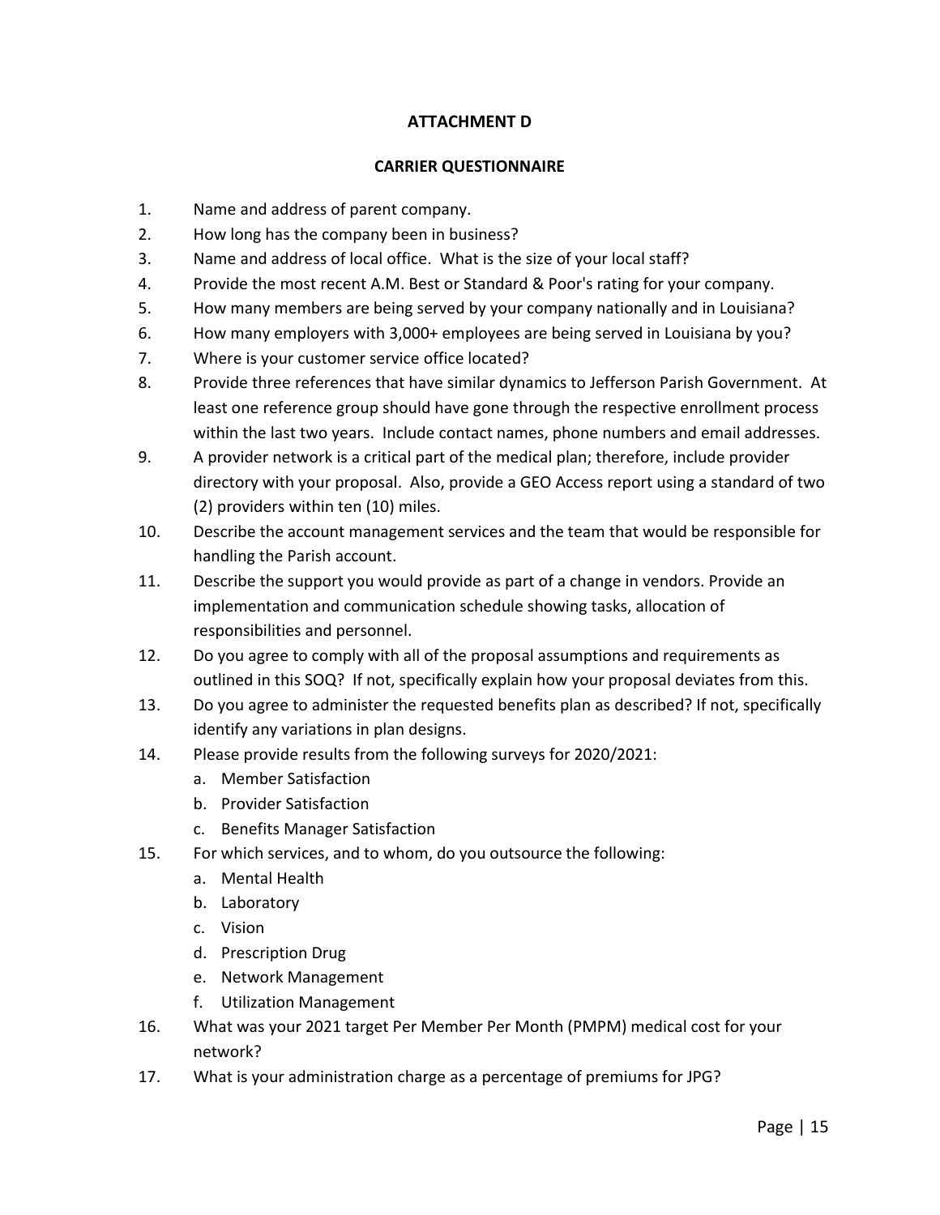# ATTACHMENT D

## CARRIER QUESTIONNAIRE

1. Name and address of parent company.
2. How long has the company been in business?
3. Name and address of local office. What is the size of your local staff?
4. Provide the most recent A.M. Best or Standard & Poor's rating for your company.
5. How many members are being served by your company nationally and in Louisiana?
6. How many employers with 3,000+ employees are being served in Louisiana by you?
7. Where is your customer service office located?
8. Provide three references that have similar dynamics to Jefferson Parish Government. At least one reference group should have gone through the respective enrollment process within the last two years. Include contact names, phone numbers and email addresses.
9. A provider network is a critical part of the medical plan; therefore, include provider directory with your proposal. Also, provide a GEO Access report using a standard of two (2) providers within ten (10) miles.
10. Describe the account management services and the team that would be responsible for handling the Parish account.
11. Describe the support you would provide as part of a change in vendors. Provide an implementation and communication schedule showing tasks, allocation of responsibilities and personnel.
12. Do you agree to comply with all of the proposal assumptions and requirements as outlined in this SOQ? If not, specifically explain how your proposal deviates from this.
13. Do you agree to administer the requested benefits plan as described? If not, specifically identify any variations in plan designs.
14. Please provide results from the following surveys for 2020/2021:
    a. Member Satisfaction
    b. Provider Satisfaction
    c. Benefits Manager Satisfaction
15. For which services, and to whom, do you outsource the following:
    a. Mental Health
    b. Laboratory
    c. Vision
    d. Prescription Drug
    e. Network Management
    f. Utilization Management
16. What was your 2021 target Per Member Per Month (PMPM) medical cost for your network?
17. What is your administration charge as a percentage of premiums for JPG?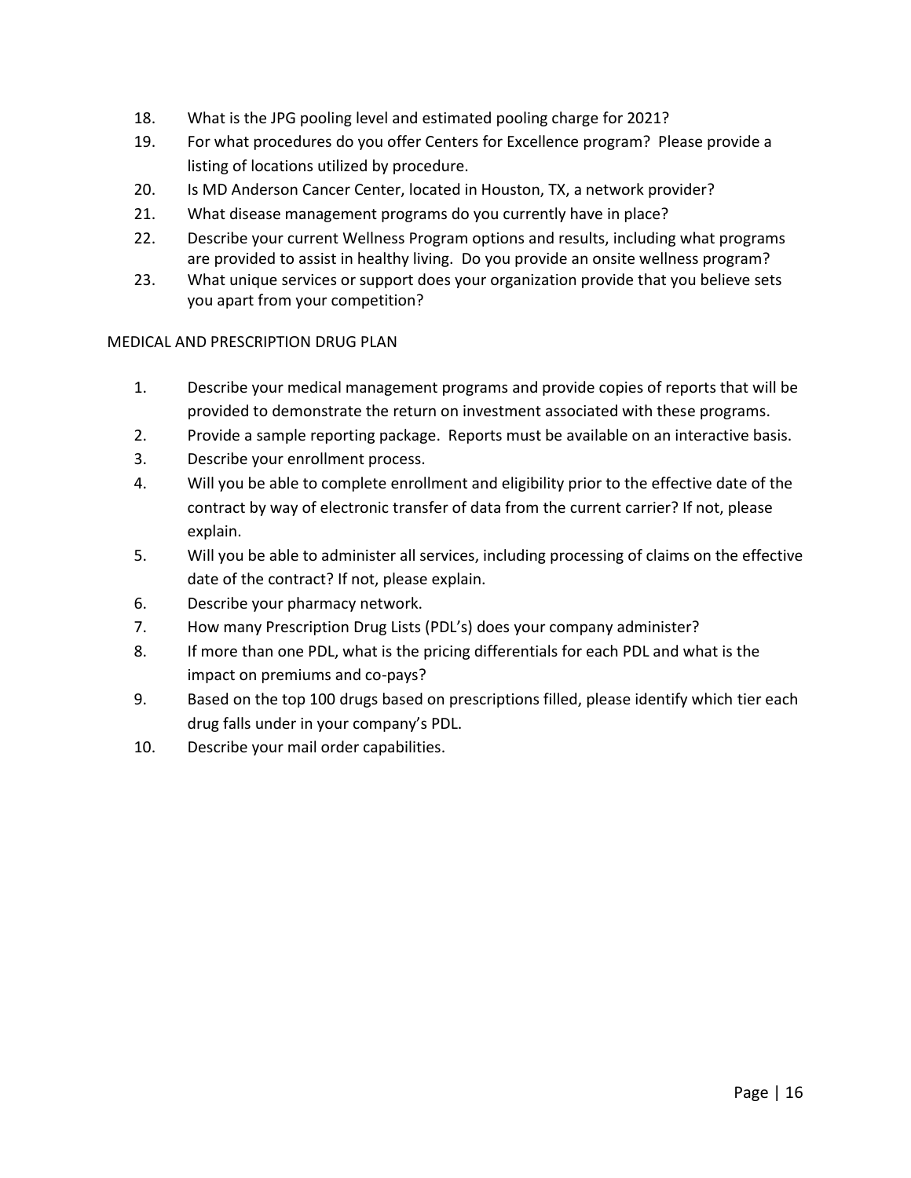18. What is the JPG pooling level and estimated pooling charge for 2021?
19. For what procedures do you offer Centers for Excellence program? Please provide a listing of locations utilized by procedure.
20. Is MD Anderson Cancer Center, located in Houston, TX, a network provider?
21. What disease management programs do you currently have in place?
22. Describe your current Wellness Program options and results, including what programs are provided to assist in healthy living. Do you provide an onsite wellness program?
23. What unique services or support does your organization provide that you believe sets you apart from your competition?

MEDICAL AND PRESCRIPTION DRUG PLAN

1. Describe your medical management programs and provide copies of reports that will be provided to demonstrate the return on investment associated with these programs.
2. Provide a sample reporting package. Reports must be available on an interactive basis.
3. Describe your enrollment process.
4. Will you be able to complete enrollment and eligibility prior to the effective date of the contract by way of electronic transfer of data from the current carrier? If not, please explain.
5. Will you be able to administer all services, including processing of claims on the effective date of the contract? If not, please explain.
6. Describe your pharmacy network.
7. How many Prescription Drug Lists (PDL's) does your company administer?
8. If more than one PDL, what is the pricing differentials for each PDL and what is the impact on premiums and co-pays?
9. Based on the top 100 drugs based on prescriptions filled, please identify which tier each drug falls under in your company's PDL.
10. Describe your mail order capabilities.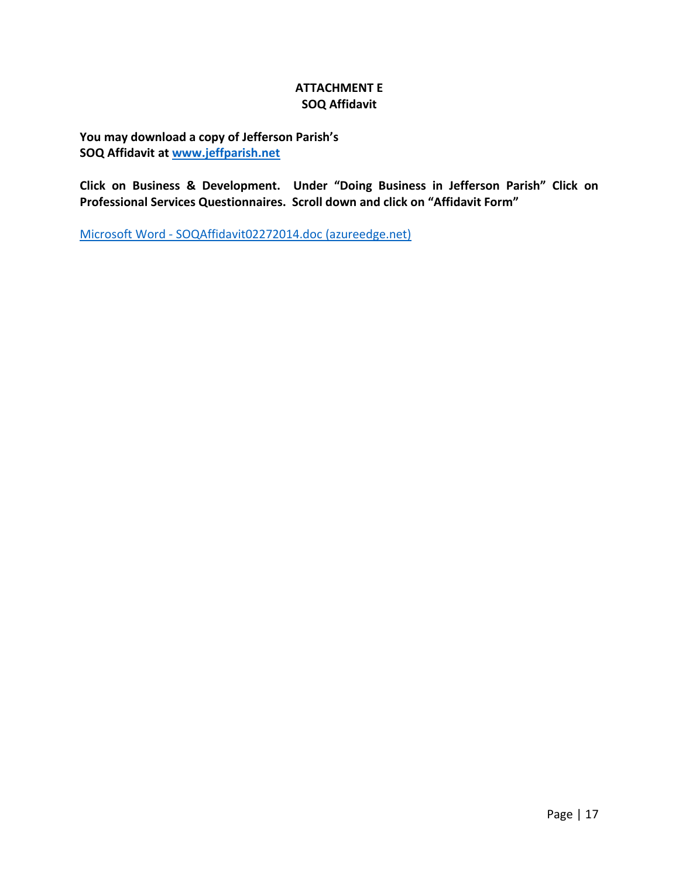# ATTACHMENT E
## SOQ Affidavit

**You may download a copy of Jefferson Parish's SOQ Affidavit at [www.jeffparish.net](http://www.jeffparish.net)**

**Click on Business & Development. Under "Doing Business in Jefferson Parish" Click on Professional Services Questionnaires. Scroll down and click on "Affidavit Form"**

Microsoft Word - SOQAffidavit02272014.doc (azureedge.net)